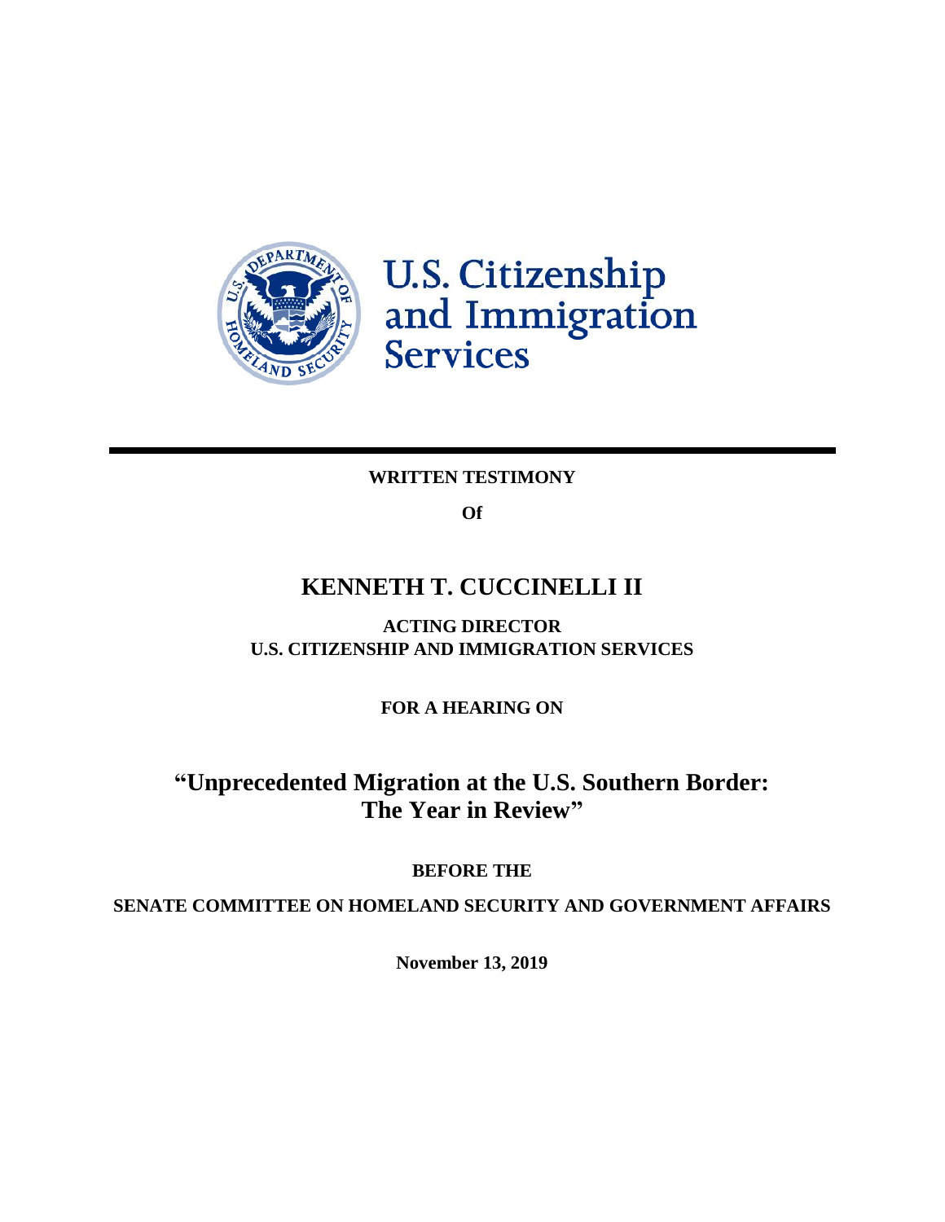U.S. Citizenship and Immigration Services

**WRITTEN TESTIMONY**

**Of**

# KENNETH T. CUCCINELLI II

**ACTING DIRECTOR**
**U.S. CITIZENSHIP AND IMMIGRATION SERVICES**

**FOR A HEARING ON**

## "Unprecedented Migration at the U.S. Southern Border: The Year in Review"

**BEFORE THE**

**SENATE COMMITTEE ON HOMELAND SECURITY AND GOVERNMENT AFFAIRS**

**November 13, 2019**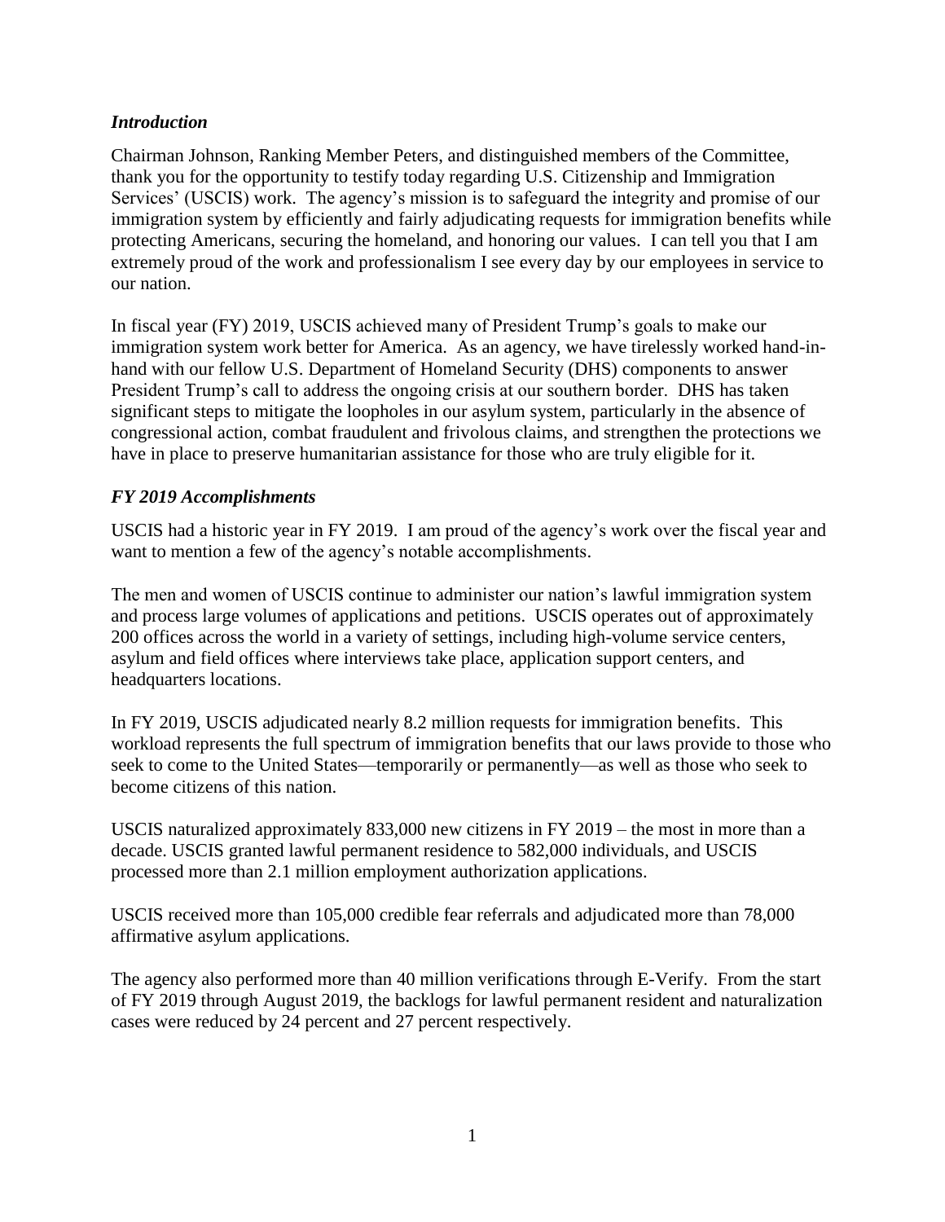### *Introduction*

Chairman Johnson, Ranking Member Peters, and distinguished members of the Committee, thank you for the opportunity to testify today regarding U.S. Citizenship and Immigration Services' (USCIS) work. The agency's mission is to safeguard the integrity and promise of our immigration system by efficiently and fairly adjudicating requests for immigration benefits while protecting Americans, securing the homeland, and honoring our values. I can tell you that I am extremely proud of the work and professionalism I see every day by our employees in service to our nation.

In fiscal year (FY) 2019, USCIS achieved many of President Trump's goals to make our immigration system work better for America. As an agency, we have tirelessly worked hand-in-hand with our fellow U.S. Department of Homeland Security (DHS) components to answer President Trump's call to address the ongoing crisis at our southern border. DHS has taken significant steps to mitigate the loopholes in our asylum system, particularly in the absence of congressional action, combat fraudulent and frivolous claims, and strengthen the protections we have in place to preserve humanitarian assistance for those who are truly eligible for it.

### *FY 2019 Accomplishments*

USCIS had a historic year in FY 2019. I am proud of the agency's work over the fiscal year and want to mention a few of the agency's notable accomplishments.

The men and women of USCIS continue to administer our nation's lawful immigration system and process large volumes of applications and petitions. USCIS operates out of approximately 200 offices across the world in a variety of settings, including high-volume service centers, asylum and field offices where interviews take place, application support centers, and headquarters locations.

In FY 2019, USCIS adjudicated nearly 8.2 million requests for immigration benefits. This workload represents the full spectrum of immigration benefits that our laws provide to those who seek to come to the United States—temporarily or permanently—as well as those who seek to become citizens of this nation.

USCIS naturalized approximately 833,000 new citizens in FY 2019 – the most in more than a decade. USCIS granted lawful permanent residence to 582,000 individuals, and USCIS processed more than 2.1 million employment authorization applications.

USCIS received more than 105,000 credible fear referrals and adjudicated more than 78,000 affirmative asylum applications.

The agency also performed more than 40 million verifications through E-Verify. From the start of FY 2019 through August 2019, the backlogs for lawful permanent resident and naturalization cases were reduced by 24 percent and 27 percent respectively.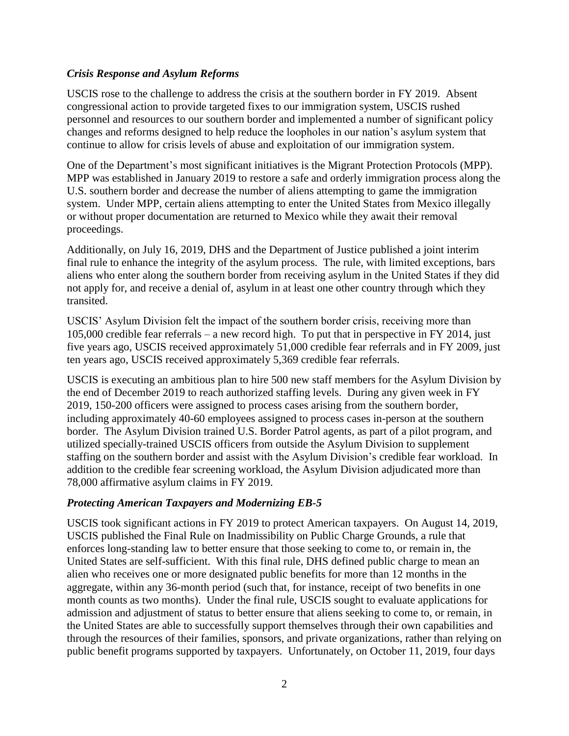### *Crisis Response and Asylum Reforms*

USCIS rose to the challenge to address the crisis at the southern border in FY 2019. Absent congressional action to provide targeted fixes to our immigration system, USCIS rushed personnel and resources to our southern border and implemented a number of significant policy changes and reforms designed to help reduce the loopholes in our nation's asylum system that continue to allow for crisis levels of abuse and exploitation of our immigration system.

One of the Department's most significant initiatives is the Migrant Protection Protocols (MPP). MPP was established in January 2019 to restore a safe and orderly immigration process along the U.S. southern border and decrease the number of aliens attempting to game the immigration system. Under MPP, certain aliens attempting to enter the United States from Mexico illegally or without proper documentation are returned to Mexico while they await their removal proceedings.

Additionally, on July 16, 2019, DHS and the Department of Justice published a joint interim final rule to enhance the integrity of the asylum process. The rule, with limited exceptions, bars aliens who enter along the southern border from receiving asylum in the United States if they did not apply for, and receive a denial of, asylum in at least one other country through which they transited.

USCIS' Asylum Division felt the impact of the southern border crisis, receiving more than 105,000 credible fear referrals – a new record high. To put that in perspective in FY 2014, just five years ago, USCIS received approximately 51,000 credible fear referrals and in FY 2009, just ten years ago, USCIS received approximately 5,369 credible fear referrals.

USCIS is executing an ambitious plan to hire 500 new staff members for the Asylum Division by the end of December 2019 to reach authorized staffing levels. During any given week in FY 2019, 150-200 officers were assigned to process cases arising from the southern border, including approximately 40-60 employees assigned to process cases in-person at the southern border. The Asylum Division trained U.S. Border Patrol agents, as part of a pilot program, and utilized specially-trained USCIS officers from outside the Asylum Division to supplement staffing on the southern border and assist with the Asylum Division's credible fear workload. In addition to the credible fear screening workload, the Asylum Division adjudicated more than 78,000 affirmative asylum claims in FY 2019.

### *Protecting American Taxpayers and Modernizing EB-5*

USCIS took significant actions in FY 2019 to protect American taxpayers. On August 14, 2019, USCIS published the Final Rule on Inadmissibility on Public Charge Grounds, a rule that enforces long-standing law to better ensure that those seeking to come to, or remain in, the United States are self-sufficient. With this final rule, DHS defined public charge to mean an alien who receives one or more designated public benefits for more than 12 months in the aggregate, within any 36-month period (such that, for instance, receipt of two benefits in one month counts as two months). Under the final rule, USCIS sought to evaluate applications for admission and adjustment of status to better ensure that aliens seeking to come to, or remain, in the United States are able to successfully support themselves through their own capabilities and through the resources of their families, sponsors, and private organizations, rather than relying on public benefit programs supported by taxpayers. Unfortunately, on October 11, 2019, four days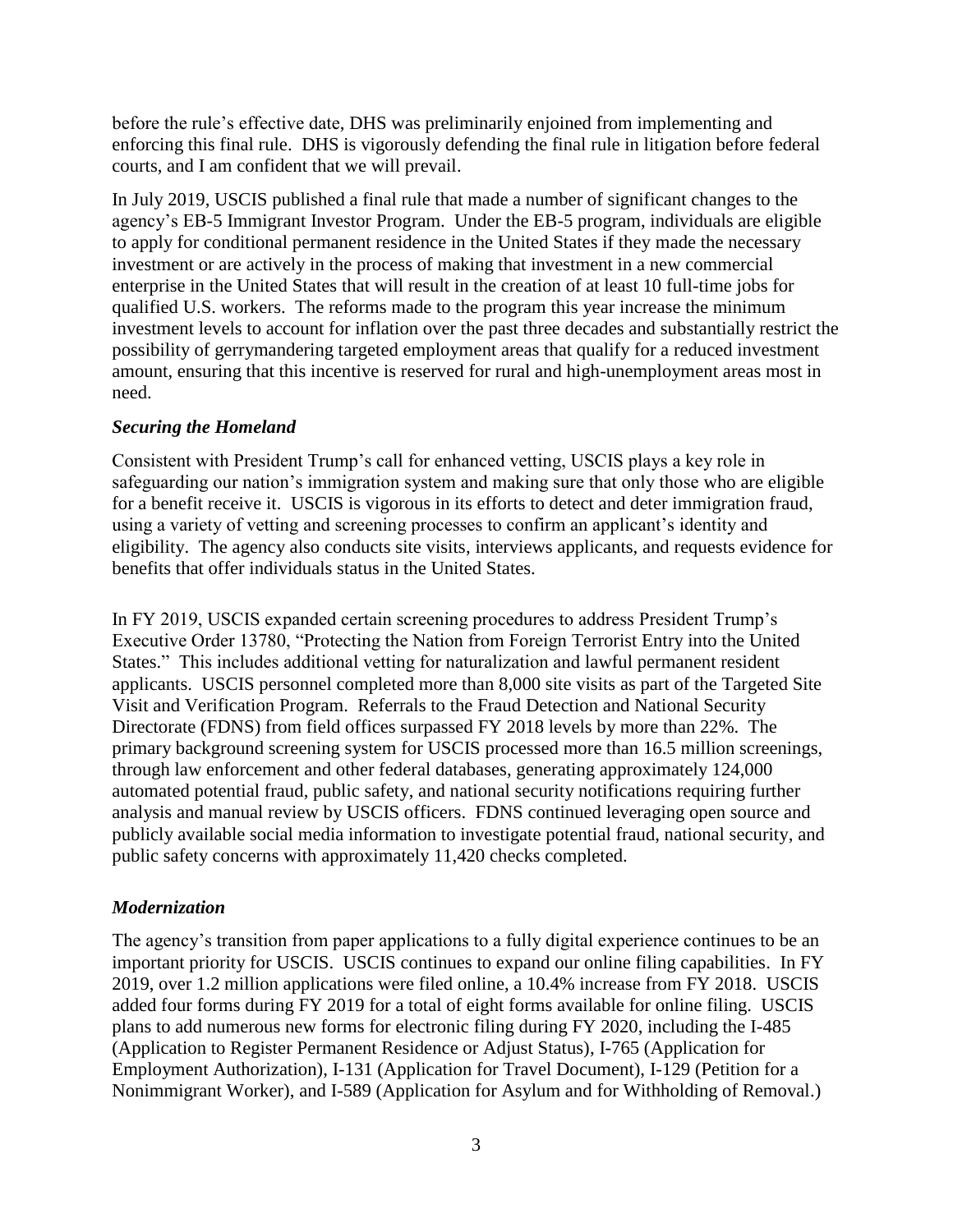before the rule's effective date, DHS was preliminarily enjoined from implementing and enforcing this final rule. DHS is vigorously defending the final rule in litigation before federal courts, and I am confident that we will prevail.

In July 2019, USCIS published a final rule that made a number of significant changes to the agency's EB-5 Immigrant Investor Program. Under the EB-5 program, individuals are eligible to apply for conditional permanent residence in the United States if they made the necessary investment or are actively in the process of making that investment in a new commercial enterprise in the United States that will result in the creation of at least 10 full-time jobs for qualified U.S. workers. The reforms made to the program this year increase the minimum investment levels to account for inflation over the past three decades and substantially restrict the possibility of gerrymandering targeted employment areas that qualify for a reduced investment amount, ensuring that this incentive is reserved for rural and high-unemployment areas most in need.

### *Securing the Homeland*

Consistent with President Trump's call for enhanced vetting, USCIS plays a key role in safeguarding our nation's immigration system and making sure that only those who are eligible for a benefit receive it. USCIS is vigorous in its efforts to detect and deter immigration fraud, using a variety of vetting and screening processes to confirm an applicant's identity and eligibility. The agency also conducts site visits, interviews applicants, and requests evidence for benefits that offer individuals status in the United States.

In FY 2019, USCIS expanded certain screening procedures to address President Trump's Executive Order 13780, "Protecting the Nation from Foreign Terrorist Entry into the United States." This includes additional vetting for naturalization and lawful permanent resident applicants. USCIS personnel completed more than 8,000 site visits as part of the Targeted Site Visit and Verification Program. Referrals to the Fraud Detection and National Security Directorate (FDNS) from field offices surpassed FY 2018 levels by more than 22%. The primary background screening system for USCIS processed more than 16.5 million screenings, through law enforcement and other federal databases, generating approximately 124,000 automated potential fraud, public safety, and national security notifications requiring further analysis and manual review by USCIS officers. FDNS continued leveraging open source and publicly available social media information to investigate potential fraud, national security, and public safety concerns with approximately 11,420 checks completed.

### *Modernization*

The agency's transition from paper applications to a fully digital experience continues to be an important priority for USCIS. USCIS continues to expand our online filing capabilities. In FY 2019, over 1.2 million applications were filed online, a 10.4% increase from FY 2018. USCIS added four forms during FY 2019 for a total of eight forms available for online filing. USCIS plans to add numerous new forms for electronic filing during FY 2020, including the I-485 (Application to Register Permanent Residence or Adjust Status), I-765 (Application for Employment Authorization), I-131 (Application for Travel Document), I-129 (Petition for a Nonimmigrant Worker), and I-589 (Application for Asylum and for Withholding of Removal.)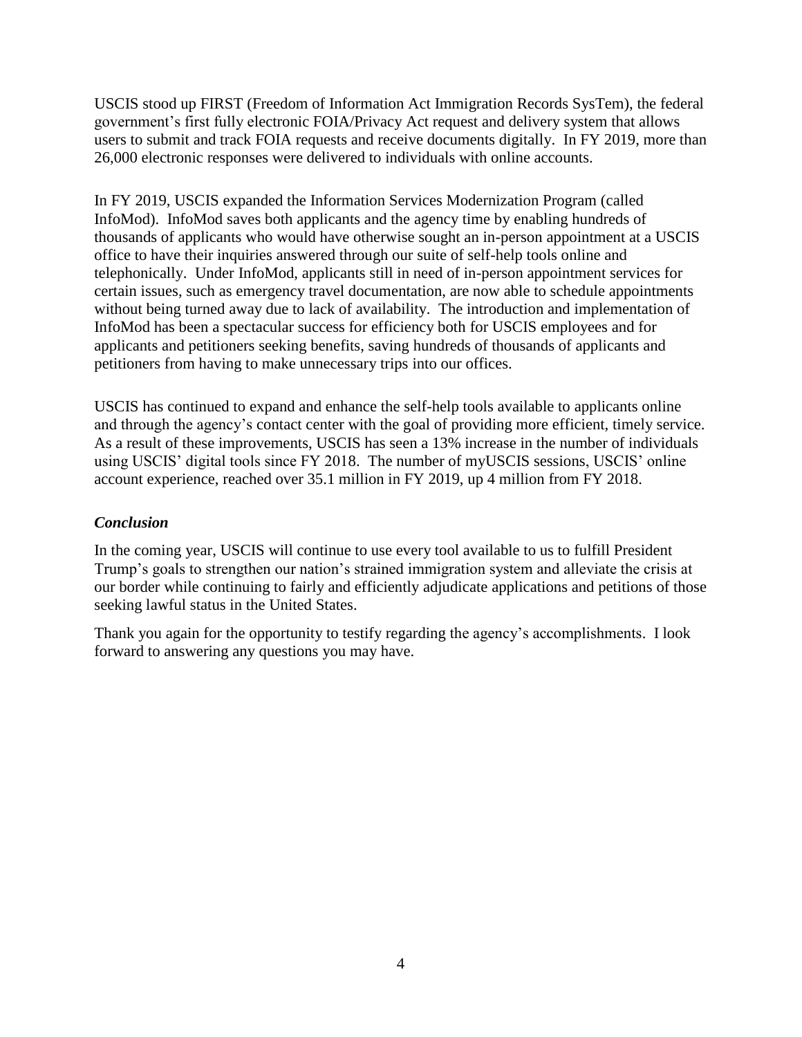USCIS stood up FIRST (Freedom of Information Act Immigration Records SysTem), the federal government's first fully electronic FOIA/Privacy Act request and delivery system that allows users to submit and track FOIA requests and receive documents digitally. In FY 2019, more than 26,000 electronic responses were delivered to individuals with online accounts.

In FY 2019, USCIS expanded the Information Services Modernization Program (called InfoMod). InfoMod saves both applicants and the agency time by enabling hundreds of thousands of applicants who would have otherwise sought an in-person appointment at a USCIS office to have their inquiries answered through our suite of self-help tools online and telephonically. Under InfoMod, applicants still in need of in-person appointment services for certain issues, such as emergency travel documentation, are now able to schedule appointments without being turned away due to lack of availability. The introduction and implementation of InfoMod has been a spectacular success for efficiency both for USCIS employees and for applicants and petitioners seeking benefits, saving hundreds of thousands of applicants and petitioners from having to make unnecessary trips into our offices.

USCIS has continued to expand and enhance the self-help tools available to applicants online and through the agency's contact center with the goal of providing more efficient, timely service. As a result of these improvements, USCIS has seen a 13% increase in the number of individuals using USCIS' digital tools since FY 2018. The number of myUSCIS sessions, USCIS' online account experience, reached over 35.1 million in FY 2019, up 4 million from FY 2018.

### *Conclusion*

In the coming year, USCIS will continue to use every tool available to us to fulfill President Trump's goals to strengthen our nation's strained immigration system and alleviate the crisis at our border while continuing to fairly and efficiently adjudicate applications and petitions of those seeking lawful status in the United States.

Thank you again for the opportunity to testify regarding the agency's accomplishments. I look forward to answering any questions you may have.